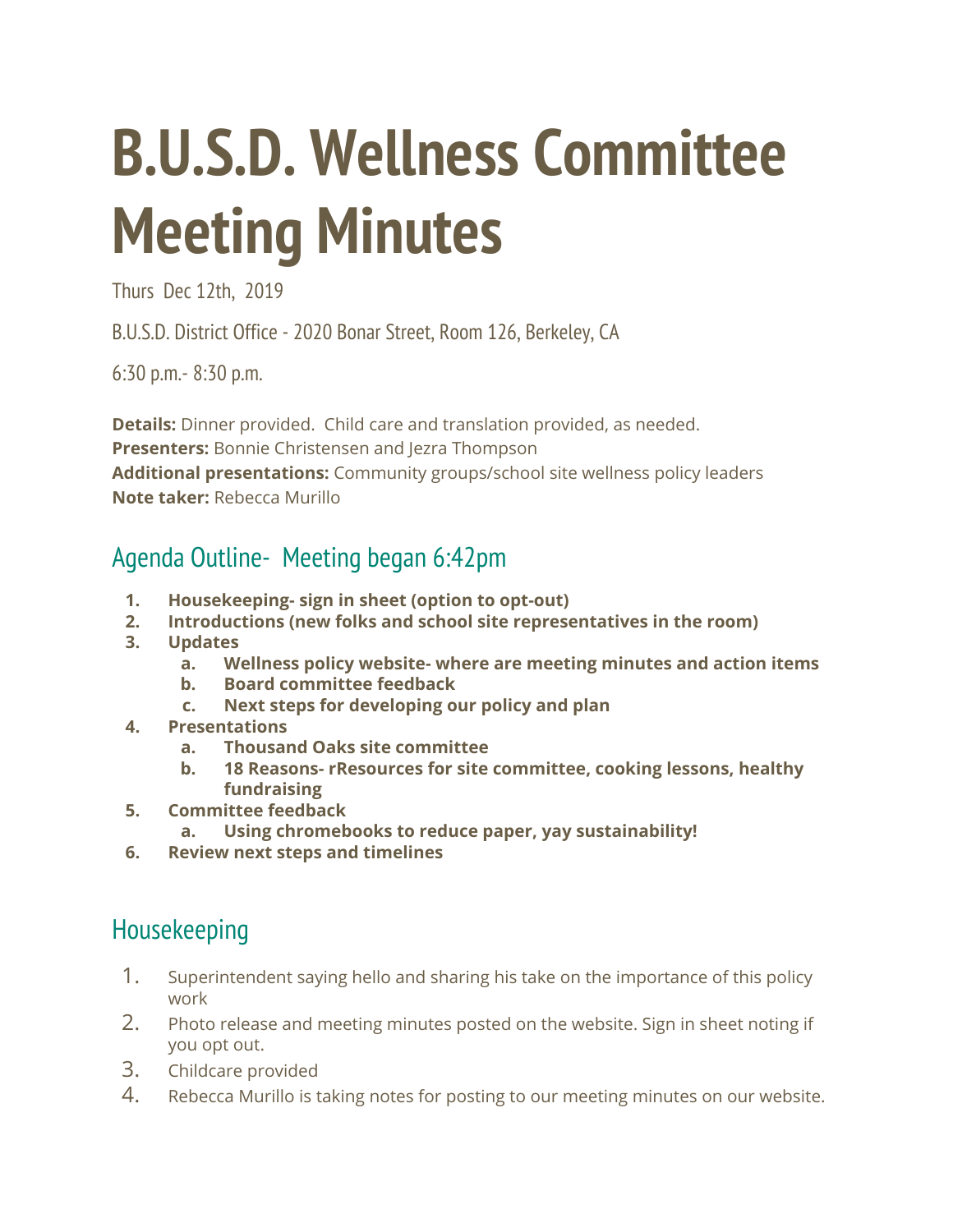# B.U.S.D. Wellness Committee Meeting Minutes

Thurs Dec 12th, 2019

B.U.S.D. District Office - 2020 Bonar Street, Room 126, Berkeley, CA

6:30 p.m.- 8:30 p.m.

**Details:** Dinner provided. Child care and translation provided, as needed.
**Presenters:** Bonnie Christensen and Jezra Thompson
**Additional presentations:** Community groups/school site wellness policy leaders
**Note taker:** Rebecca Murillo

## Agenda Outline- Meeting began 6:42pm

1. **Housekeeping- sign in sheet (option to opt-out)**
2. **Introductions (new folks and school site representatives in the room)**
3. **Updates**
   a. **Wellness policy website- where are meeting minutes and action items**
   b. **Board committee feedback**
   c. **Next steps for developing our policy and plan**
4. **Presentations**
   a. **Thousand Oaks site committee**
   b. **18 Reasons- rResources for site committee, cooking lessons, healthy fundraising**
5. **Committee feedback**
   a. **Using chromebooks to reduce paper, yay sustainability!**
6. **Review next steps and timelines**

## Housekeeping

1. Superintendent saying hello and sharing his take on the importance of this policy work
2. Photo release and meeting minutes posted on the website. Sign in sheet noting if you opt out.
3. Childcare provided
4. Rebecca Murillo is taking notes for posting to our meeting minutes on our website.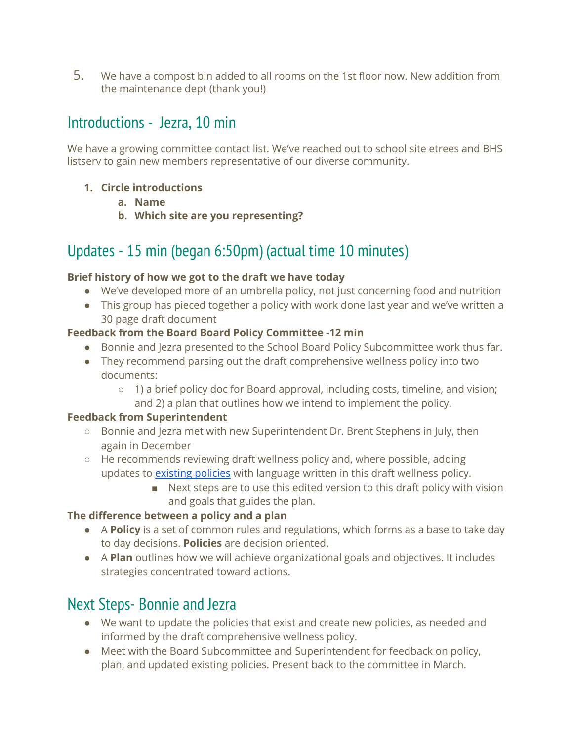5. We have a compost bin added to all rooms on the 1st floor now. New addition from the maintenance dept (thank you!)

## Introductions - Jezra, 10 min

We have a growing committee contact list. We've reached out to school site etrees and BHS listserv to gain new members representative of our diverse community.

1. **Circle introductions**
   a. **Name**
   b. **Which site are you representing?**

## Updates - 15 min (began 6:50pm) (actual time 10 minutes)

**Brief history of how we got to the draft we have today**

- We've developed more of an umbrella policy, not just concerning food and nutrition
- This group has pieced together a policy with work done last year and we've written a 30 page draft document

**Feedback from the Board Board Policy Committee -12 min**

- Bonnie and Jezra presented to the School Board Policy Subcommittee work thus far.
- They recommend parsing out the draft comprehensive wellness policy into two documents:
  - 1) a brief policy doc for Board approval, including costs, timeline, and vision; and 2) a plan that outlines how we intend to implement the policy.

**Feedback from Superintendent**

- Bonnie and Jezra met with new Superintendent Dr. Brent Stephens in July, then again in December
- He recommends reviewing draft wellness policy and, where possible, adding updates to existing policies with language written in this draft wellness policy.
  - Next steps are to use this edited version to this draft policy with vision and goals that guides the plan.

**The difference between a policy and a plan**

- A **Policy** is a set of common rules and regulations, which forms as a base to take day to day decisions. **Policies** are decision oriented.
- A **Plan** outlines how we will achieve organizational goals and objectives. It includes strategies concentrated toward actions.

## Next Steps- Bonnie and Jezra

- We want to update the policies that exist and create new policies, as needed and informed by the draft comprehensive wellness policy.
- Meet with the Board Subcommittee and Superintendent for feedback on policy, plan, and updated existing policies. Present back to the committee in March.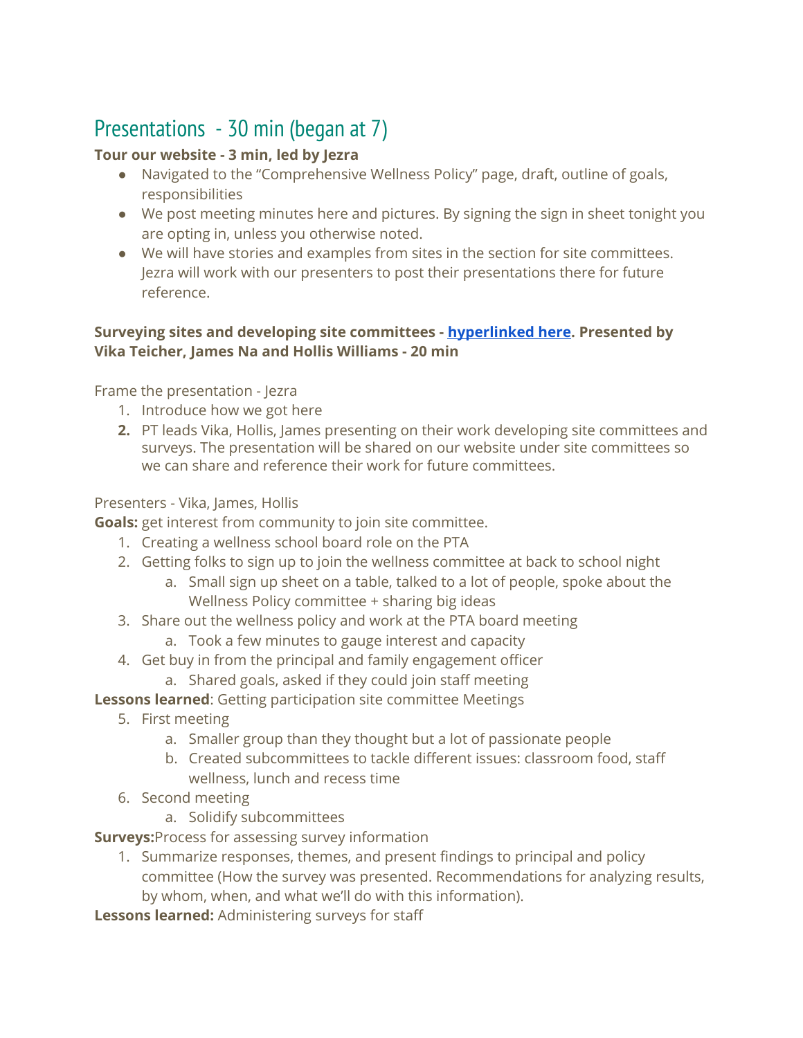## Presentations - 30 min (began at 7)

**Tour our website - 3 min, led by Jezra**

- Navigated to the "Comprehensive Wellness Policy" page, draft, outline of goals, responsibilities
- We post meeting minutes here and pictures. By signing the sign in sheet tonight you are opting in, unless you otherwise noted.
- We will have stories and examples from sites in the section for site committees. Jezra will work with our presenters to post their presentations there for future reference.

**Surveying sites and developing site committees - hyperlinked here. Presented by Vika Teicher, James Na and Hollis Williams - 20 min**

Frame the presentation - Jezra

1. Introduce how we got here
2. PT leads Vika, Hollis, James presenting on their work developing site committees and surveys. The presentation will be shared on our website under site committees so we can share and reference their work for future committees.

Presenters - Vika, James, Hollis

**Goals:** get interest from community to join site committee.

1. Creating a wellness school board role on the PTA
2. Getting folks to sign up to join the wellness committee at back to school night
   a. Small sign up sheet on a table, talked to a lot of people, spoke about the Wellness Policy committee + sharing big ideas
3. Share out the wellness policy and work at the PTA board meeting
   a. Took a few minutes to gauge interest and capacity
4. Get buy in from the principal and family engagement officer
   a. Shared goals, asked if they could join staff meeting

**Lessons learned**: Getting participation site committee Meetings

5. First meeting
   a. Smaller group than they thought but a lot of passionate people
   b. Created subcommittees to tackle different issues: classroom food, staff wellness, lunch and recess time
6. Second meeting
   a. Solidify subcommittees

**Surveys:**Process for assessing survey information

1. Summarize responses, themes, and present findings to principal and policy committee (How the survey was presented. Recommendations for analyzing results, by whom, when, and what we'll do with this information).

**Lessons learned:** Administering surveys for staff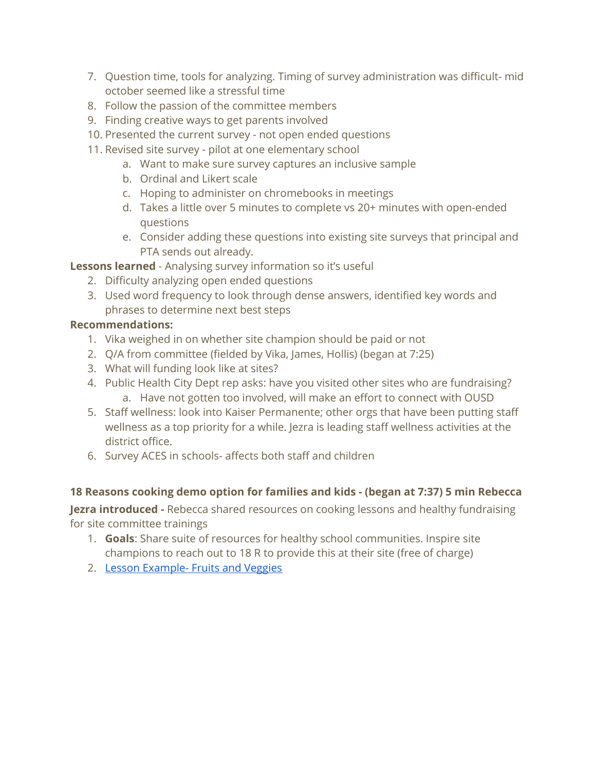7. Question time, tools for analyzing. Timing of survey administration was difficult- mid october seemed like a stressful time
8. Follow the passion of the committee members
9. Finding creative ways to get parents involved
10. Presented the current survey - not open ended questions
11. Revised site survey - pilot at one elementary school
    a. Want to make sure survey captures an inclusive sample
    b. Ordinal and Likert scale
    c. Hoping to administer on chromebooks in meetings
    d. Takes a little over 5 minutes to complete vs 20+ minutes with open-ended questions
    e. Consider adding these questions into existing site surveys that principal and PTA sends out already.

**Lessons learned** - Analysing survey information so it's useful

2. Difficulty analyzing open ended questions
3. Used word frequency to look through dense answers, identified key words and phrases to determine next best steps

**Recommendations:**

1. Vika weighed in on whether site champion should be paid or not
2. Q/A from committee (fielded by Vika, James, Hollis) (began at 7:25)
3. What will funding look like at sites?
4. Public Health City Dept rep asks: have you visited other sites who are fundraising?
    a. Have not gotten too involved, will make an effort to connect with OUSD
5. Staff wellness: look into Kaiser Permanente; other orgs that have been putting staff wellness as a top priority for a while. Jezra is leading staff wellness activities at the district office.
6. Survey ACES in schools- affects both staff and children

**18 Reasons cooking demo option for families and kids - (began at 7:37) 5 min Rebecca**

**Jezra introduced -** Rebecca shared resources on cooking lessons and healthy fundraising for site committee trainings

1. **Goals**: Share suite of resources for healthy school communities. Inspire site champions to reach out to 18 R to provide this at their site (free of charge)
2. Lesson Example- Fruits and Veggies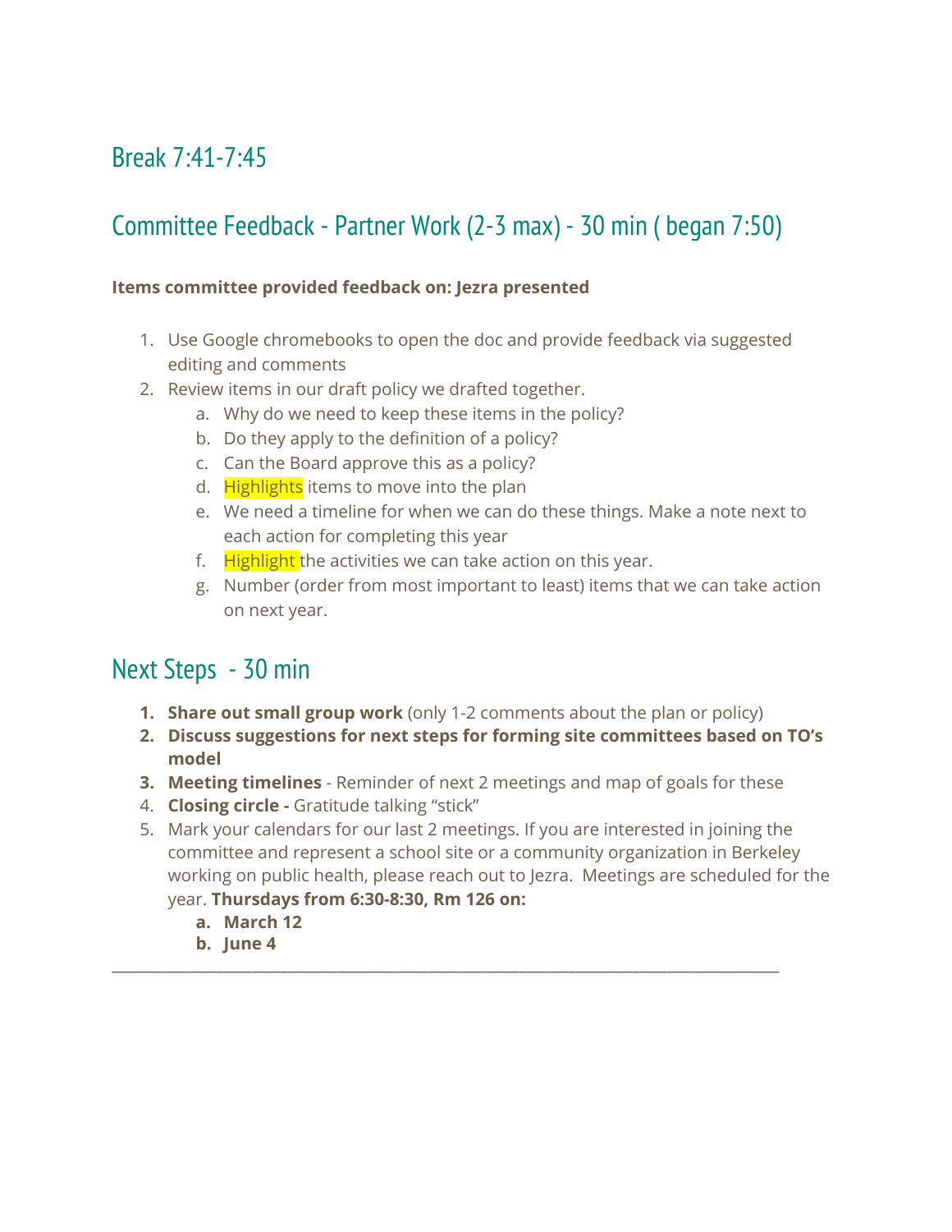## Break 7:41-7:45

## Committee Feedback - Partner Work (2-3 max) - 30 min ( began 7:50)

**Items committee provided feedback on: Jezra presented**

1. Use Google chromebooks to open the doc and provide feedback via suggested editing and comments
2. Review items in our draft policy we drafted together.
   a. Why do we need to keep these items in the policy?
   b. Do they apply to the definition of a policy?
   c. Can the Board approve this as a policy?
   d. Highlights items to move into the plan
   e. We need a timeline for when we can do these things. Make a note next to each action for completing this year
   f. Highlight the activities we can take action on this year.
   g. Number (order from most important to least) items that we can take action on next year.

## Next Steps - 30 min

1. **Share out small group work** (only 1-2 comments about the plan or policy)
2. **Discuss suggestions for next steps for forming site committees based on TO's model**
3. **Meeting timelines** - Reminder of next 2 meetings and map of goals for these
4. **Closing circle -** Gratitude talking "stick"
5. Mark your calendars for our last 2 meetings. If you are interested in joining the committee and represent a school site or a community organization in Berkeley working on public health, please reach out to Jezra. Meetings are scheduled for the year. **Thursdays from 6:30-8:30, Rm 126 on:**
   a. **March 12**
   b. **June 4**

---